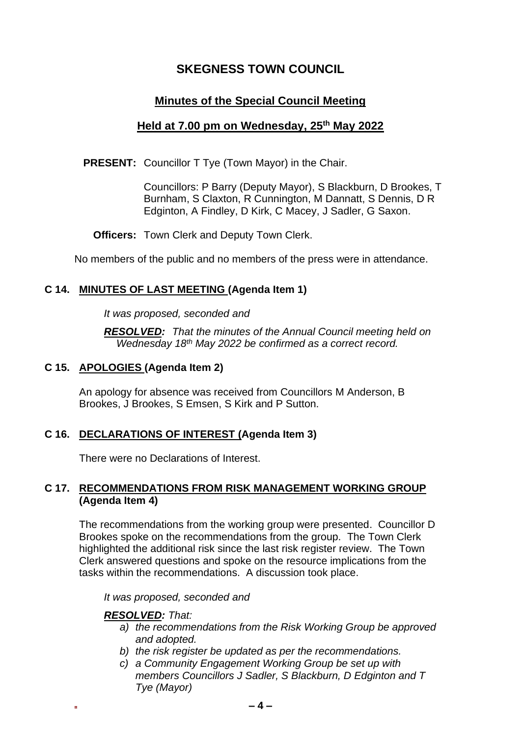# SKEGNESS TOWN COUNCIL

## Minutes of the Special Council Meeting

## Held at 7.00 pm on Wednesday, 25th May 2022

**PRESENT:** Councillor T Tye (Town Mayor) in the Chair.

Councillors: P Barry (Deputy Mayor), S Blackburn, D Brookes, T Burnham, S Claxton, R Cunnington, M Dannatt, S Dennis, D R Edginton, A Findley, D Kirk, C Macey, J Sadler, G Saxon.

**Officers:** Town Clerk and Deputy Town Clerk.

No members of the public and no members of the press were in attendance.

### C 14. MINUTES OF LAST MEETING (Agenda Item 1)

*It was proposed, seconded and*

***RESOLVED:*** *That the minutes of the Annual Council meeting held on Wednesday 18th May 2022 be confirmed as a correct record.*

### C 15. APOLOGIES (Agenda Item 2)

An apology for absence was received from Councillors M Anderson, B Brookes, J Brookes, S Emsen, S Kirk and P Sutton.

### C 16. DECLARATIONS OF INTEREST (Agenda Item 3)

There were no Declarations of Interest.

### C 17. RECOMMENDATIONS FROM RISK MANAGEMENT WORKING GROUP (Agenda Item 4)

The recommendations from the working group were presented. Councillor D Brookes spoke on the recommendations from the group. The Town Clerk highlighted the additional risk since the last risk register review. The Town Clerk answered questions and spoke on the resource implications from the tasks within the recommendations. A discussion took place.

*It was proposed, seconded and*

***RESOLVED:*** *That:*

a) *the recommendations from the Risk Working Group be approved and adopted.*
b) *the risk register be updated as per the recommendations.*
c) *a Community Engagement Working Group be set up with members Councillors J Sadler, S Blackburn, D Edginton and T Tye (Mayor)*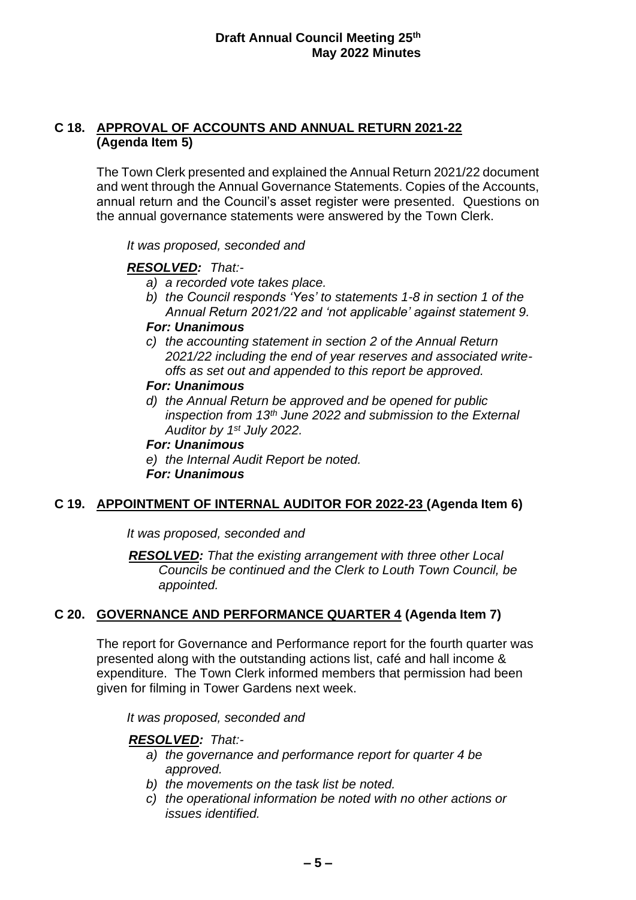## C 18. APPROVAL OF ACCOUNTS AND ANNUAL RETURN 2021-22 (Agenda Item 5)

The Town Clerk presented and explained the Annual Return 2021/22 document and went through the Annual Governance Statements. Copies of the Accounts, annual return and the Council's asset register were presented. Questions on the annual governance statements were answered by the Town Clerk.

*It was proposed, seconded and*

***RESOLVED:*** *That:-*

a) *a recorded vote takes place.*
b) *the Council responds 'Yes' to statements 1-8 in section 1 of the Annual Return 2021/22 and 'not applicable' against statement 9.*

***For: Unanimous***

c) *the accounting statement in section 2 of the Annual Return 2021/22 including the end of year reserves and associated write-offs as set out and appended to this report be approved.*

***For: Unanimous***

d) *the Annual Return be approved and be opened for public inspection from 13th June 2022 and submission to the External Auditor by 1st July 2022.*

***For: Unanimous***

e) *the Internal Audit Report be noted.*

***For: Unanimous***

## C 19. APPOINTMENT OF INTERNAL AUDITOR FOR 2022-23 (Agenda Item 6)

*It was proposed, seconded and*

***RESOLVED:*** *That the existing arrangement with three other Local Councils be continued and the Clerk to Louth Town Council, be appointed.*

## C 20. GOVERNANCE AND PERFORMANCE QUARTER 4 (Agenda Item 7)

The report for Governance and Performance report for the fourth quarter was presented along with the outstanding actions list, café and hall income & expenditure. The Town Clerk informed members that permission had been given for filming in Tower Gardens next week.

*It was proposed, seconded and*

***RESOLVED:*** *That:-*

a) *the governance and performance report for quarter 4 be approved.*
b) *the movements on the task list be noted.*
c) *the operational information be noted with no other actions or issues identified.*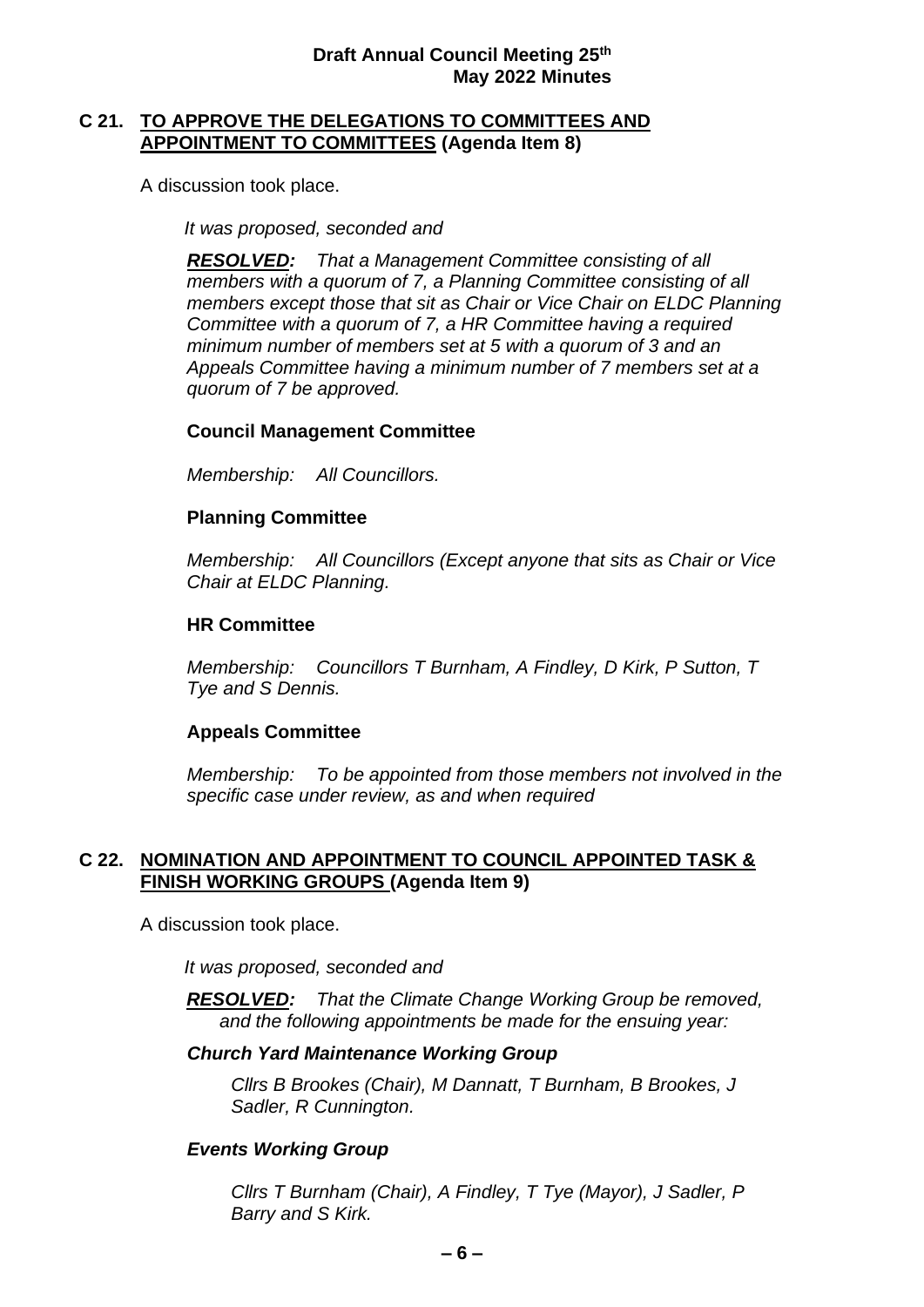## C 21. TO APPROVE THE DELEGATIONS TO COMMITTEES AND APPOINTMENT TO COMMITTEES (Agenda Item 8)

A discussion took place.

*It was proposed, seconded and*

***RESOLVED:*** *That a Management Committee consisting of all members with a quorum of 7, a Planning Committee consisting of all members except those that sit as Chair or Vice Chair on ELDC Planning Committee with a quorum of 7, a HR Committee having a required minimum number of members set at 5 with a quorum of 3 and an Appeals Committee having a minimum number of 7 members set at a quorum of 7 be approved.*

**Council Management Committee**

*Membership: All Councillors.*

**Planning Committee**

*Membership: All Councillors (Except anyone that sits as Chair or Vice Chair at ELDC Planning.*

**HR Committee**

*Membership: Councillors T Burnham, A Findley, D Kirk, P Sutton, T Tye and S Dennis.*

**Appeals Committee**

*Membership: To be appointed from those members not involved in the specific case under review, as and when required*

## C 22. NOMINATION AND APPOINTMENT TO COUNCIL APPOINTED TASK & FINISH WORKING GROUPS (Agenda Item 9)

A discussion took place.

*It was proposed, seconded and*

***RESOLVED:*** *That the Climate Change Working Group be removed, and the following appointments be made for the ensuing year:*

***Church Yard Maintenance Working Group***

*Cllrs B Brookes (Chair), M Dannatt, T Burnham, B Brookes, J Sadler, R Cunnington.*

***Events Working Group***

*Cllrs T Burnham (Chair), A Findley, T Tye (Mayor), J Sadler, P Barry and S Kirk.*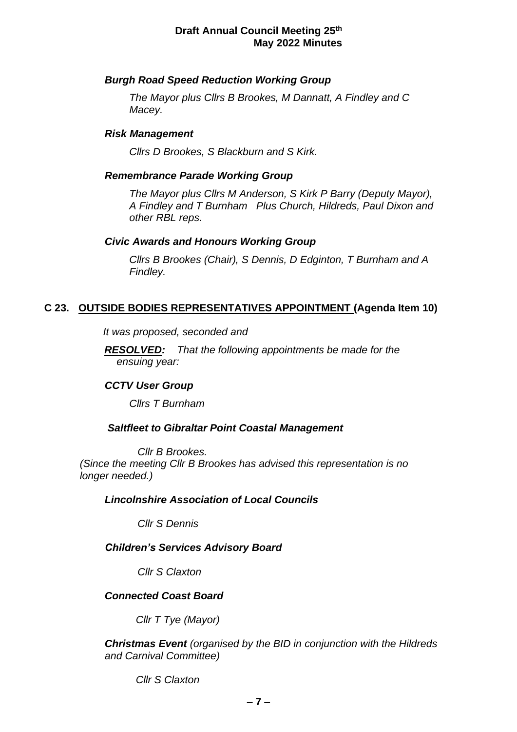***Burgh Road Speed Reduction Working Group***

*The Mayor plus Cllrs B Brookes, M Dannatt, A Findley and C Macey.*

***Risk Management***

*Cllrs D Brookes, S Blackburn and S Kirk.*

***Remembrance Parade Working Group***

*The Mayor plus Cllrs M Anderson, S Kirk P Barry (Deputy Mayor), A Findley and T Burnham Plus Church, Hildreds, Paul Dixon and other RBL reps.*

***Civic Awards and Honours Working Group***

*Cllrs B Brookes (Chair), S Dennis, D Edginton, T Burnham and A Findley.*

## C 23. OUTSIDE BODIES REPRESENTATIVES APPOINTMENT (Agenda Item 10)

*It was proposed, seconded and*

***RESOLVED:*** *That the following appointments be made for the ensuing year:*

***CCTV User Group***

*Cllrs T Burnham*

***Saltfleet to Gibraltar Point Coastal Management***

*Cllr B Brookes.*
*(Since the meeting Cllr B Brookes has advised this representation is no longer needed.)*

***Lincolnshire Association of Local Councils***

*Cllr S Dennis*

***Children's Services Advisory Board***

*Cllr S Claxton*

***Connected Coast Board***

*Cllr T Tye (Mayor)*

***Christmas Event*** *(organised by the BID in conjunction with the Hildreds and Carnival Committee)*

*Cllr S Claxton*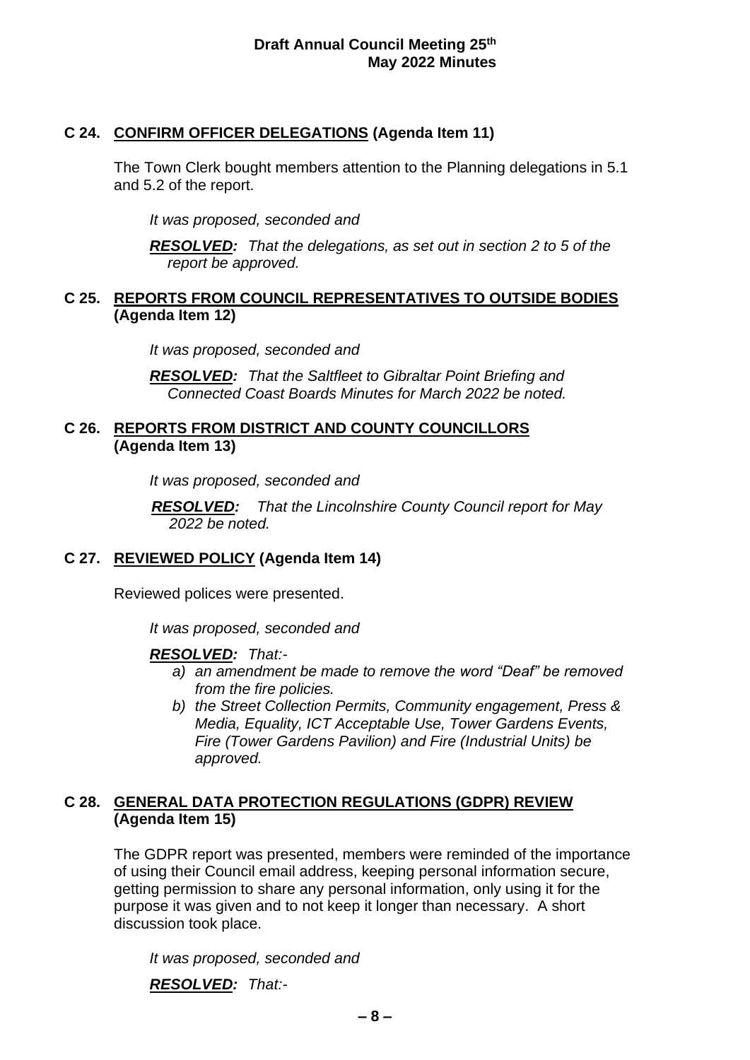### C 24. CONFIRM OFFICER DELEGATIONS (Agenda Item 11)

The Town Clerk bought members attention to the Planning delegations in 5.1 and 5.2 of the report.

*It was proposed, seconded and*

***RESOLVED:*** *That the delegations, as set out in section 2 to 5 of the report be approved.*

### C 25. REPORTS FROM COUNCIL REPRESENTATIVES TO OUTSIDE BODIES (Agenda Item 12)

*It was proposed, seconded and*

***RESOLVED:*** *That the Saltfleet to Gibraltar Point Briefing and Connected Coast Boards Minutes for March 2022 be noted.*

### C 26. REPORTS FROM DISTRICT AND COUNTY COUNCILLORS (Agenda Item 13)

*It was proposed, seconded and*

***RESOLVED:*** *That the Lincolnshire County Council report for May 2022 be noted.*

### C 27. REVIEWED POLICY (Agenda Item 14)

Reviewed polices were presented.

*It was proposed, seconded and*

***RESOLVED:*** *That:-*

*a) an amendment be made to remove the word "Deaf" be removed from the fire policies.*

*b) the Street Collection Permits, Community engagement, Press & Media, Equality, ICT Acceptable Use, Tower Gardens Events, Fire (Tower Gardens Pavilion) and Fire (Industrial Units) be approved.*

### C 28. GENERAL DATA PROTECTION REGULATIONS (GDPR) REVIEW (Agenda Item 15)

The GDPR report was presented, members were reminded of the importance of using their Council email address, keeping personal information secure, getting permission to share any personal information, only using it for the purpose it was given and to not keep it longer than necessary. A short discussion took place.

*It was proposed, seconded and*

***RESOLVED:*** *That:-*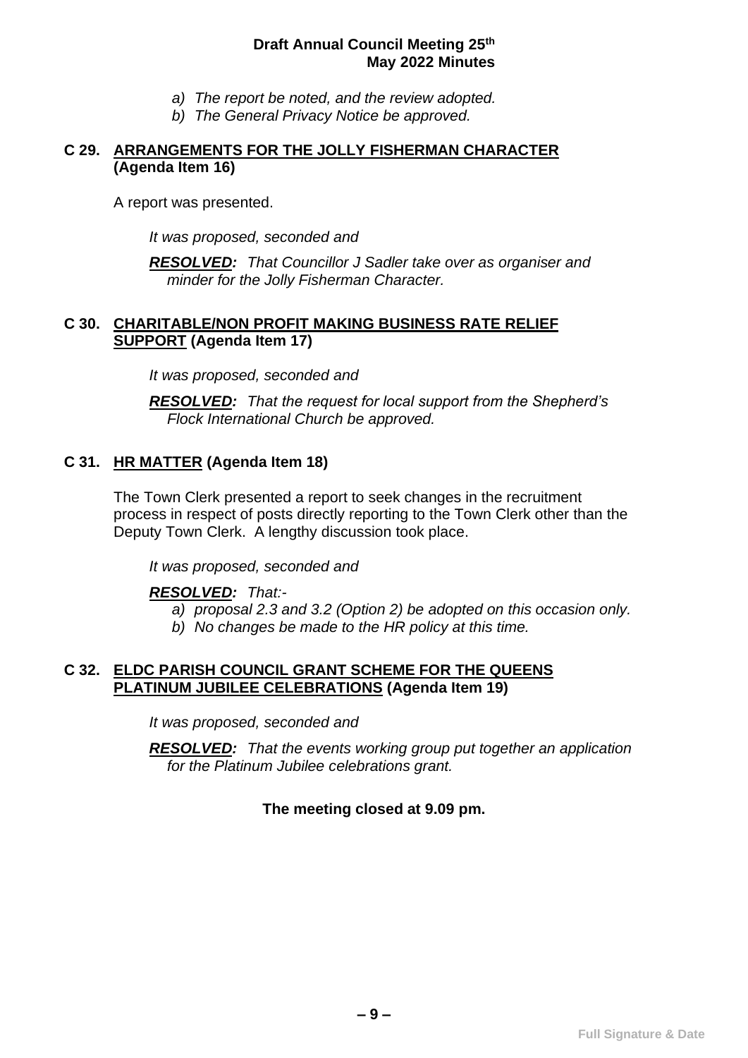a) *The report be noted, and the review adopted.*
b) *The General Privacy Notice be approved.*

### C 29. ARRANGEMENTS FOR THE JOLLY FISHERMAN CHARACTER (Agenda Item 16)

A report was presented.

*It was proposed, seconded and*

***RESOLVED:*** *That Councillor J Sadler take over as organiser and minder for the Jolly Fisherman Character.*

### C 30. CHARITABLE/NON PROFIT MAKING BUSINESS RATE RELIEF SUPPORT (Agenda Item 17)

*It was proposed, seconded and*

***RESOLVED:*** *That the request for local support from the Shepherd's Flock International Church be approved.*

### C 31. HR MATTER (Agenda Item 18)

The Town Clerk presented a report to seek changes in the recruitment process in respect of posts directly reporting to the Town Clerk other than the Deputy Town Clerk. A lengthy discussion took place.

*It was proposed, seconded and*

***RESOLVED:*** *That:-*

a) *proposal 2.3 and 3.2 (Option 2) be adopted on this occasion only.*
b) *No changes be made to the HR policy at this time.*

### C 32. ELDC PARISH COUNCIL GRANT SCHEME FOR THE QUEENS PLATINUM JUBILEE CELEBRATIONS (Agenda Item 19)

*It was proposed, seconded and*

***RESOLVED:*** *That the events working group put together an application for the Platinum Jubilee celebrations grant.*

**The meeting closed at 9.09 pm.**